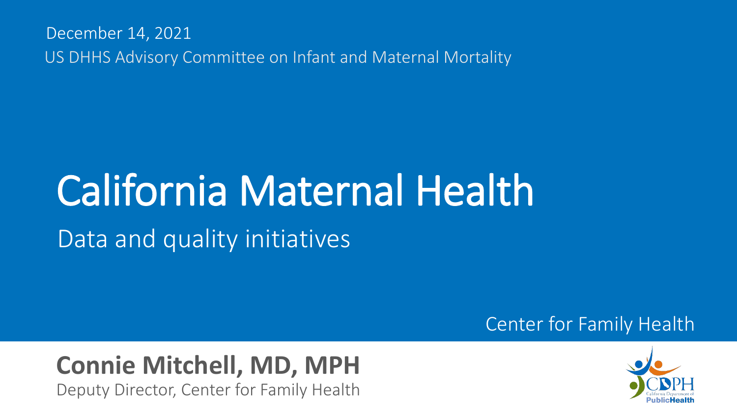December 14, 2021

US DHHS Advisory Committee on Infant and Maternal Mortality

# California Maternal Health

## Data and quality initiatives

Center for Family Health

**Connie Mitchell, MD, MPH**

Deputy Director, Center for Family Health

CDPH California Department of Public Health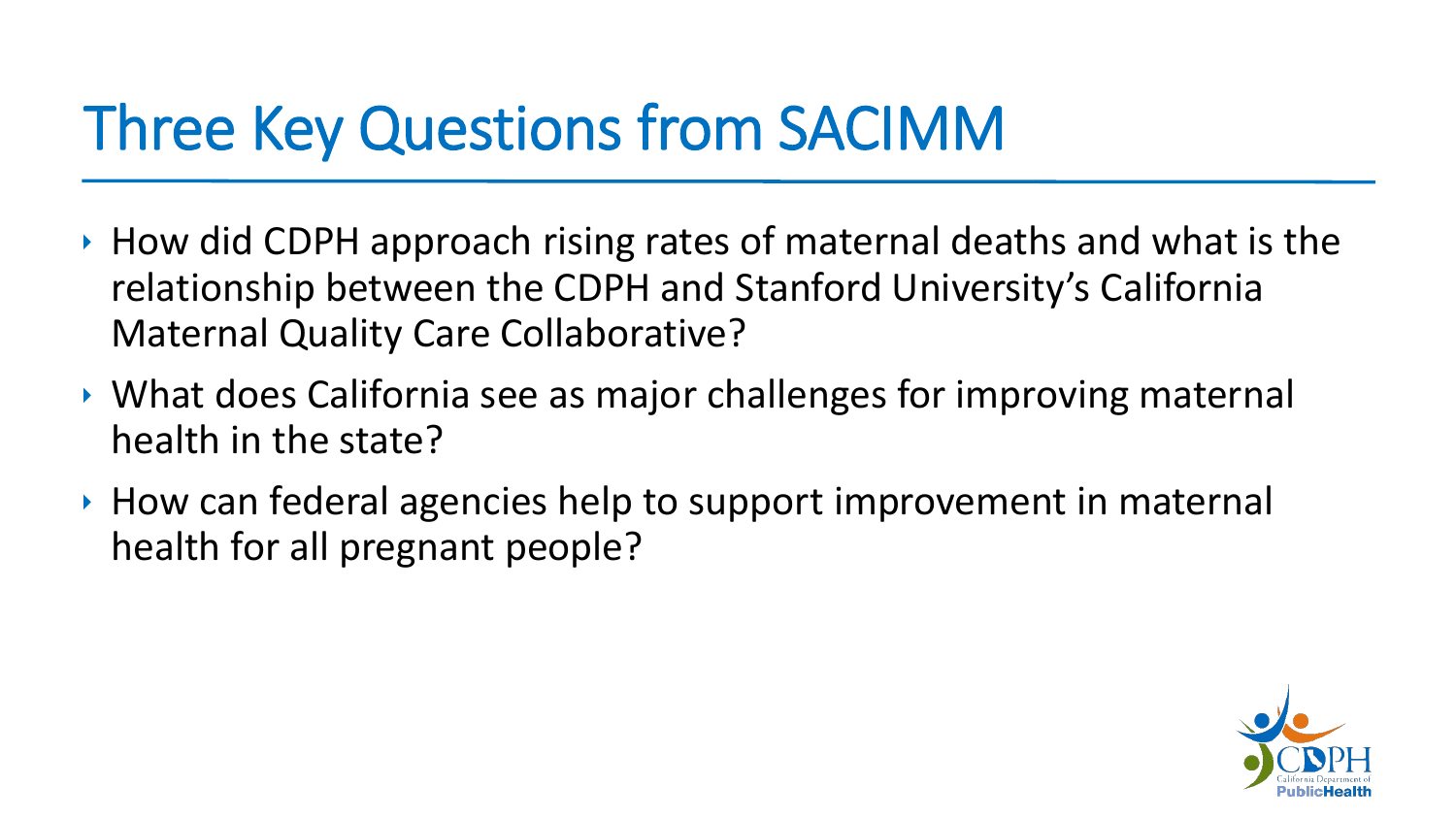# Three Key Questions from SACIMM

- How did CDPH approach rising rates of maternal deaths and what is the relationship between the CDPH and Stanford University's California Maternal Quality Care Collaborative?
- What does California see as major challenges for improving maternal health in the state?
- How can federal agencies help to support improvement in maternal health for all pregnant people?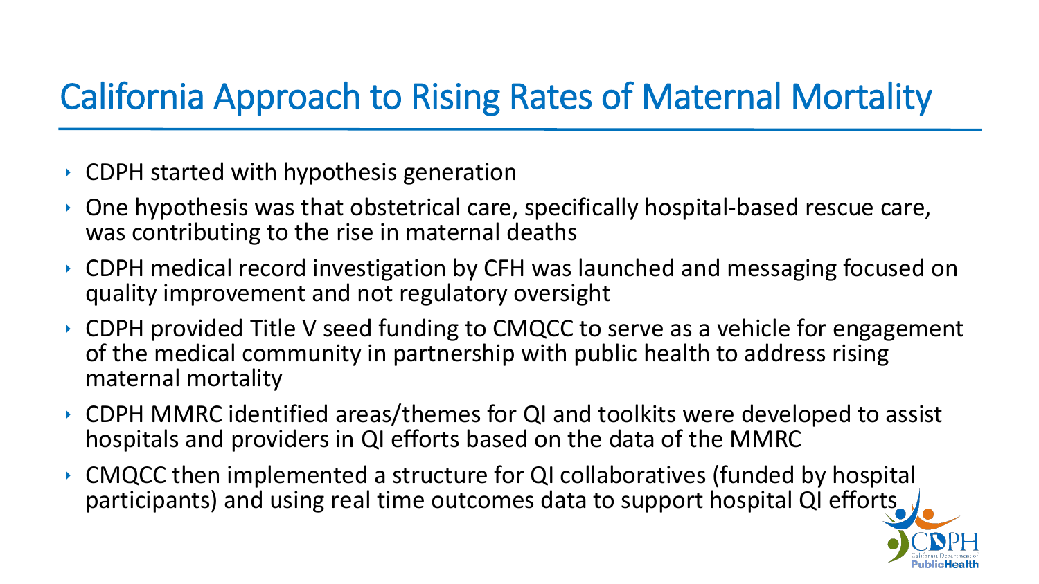# California Approach to Rising Rates of Maternal Mortality

- CDPH started with hypothesis generation
- One hypothesis was that obstetrical care, specifically hospital-based rescue care, was contributing to the rise in maternal deaths
- CDPH medical record investigation by CFH was launched and messaging focused on quality improvement and not regulatory oversight
- CDPH provided Title V seed funding to CMQCC to serve as a vehicle for engagement of the medical community in partnership with public health to address rising maternal mortality
- CDPH MMRC identified areas/themes for QI and toolkits were developed to assist hospitals and providers in QI efforts based on the data of the MMRC
- CMQCC then implemented a structure for QI collaboratives (funded by hospital participants) and using real time outcomes data to support hospital QI efforts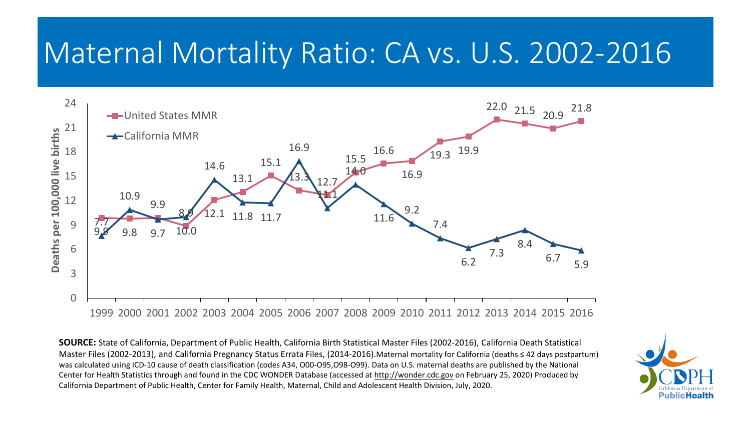# Maternal Mortality Ratio: CA vs. U.S. 2002-2016

Deaths per 100,000 live births

| Year | United States MMR | California MMR |
|---|---|---|
| 1999 | 9.9 | 7.7 |
| 2000 | 9.8 | 10.9 |
| 2001 | 9.9 | 9.7 |
| 2002 | 8.9 | 10.0 |
| 2003 | 12.1 | 14.6 |
| 2004 | 13.1 | 11.8 |
| 2005 | 15.1 | 11.7 |
| 2006 | 13.3 | 16.9 |
| 2007 | 12.7 | 11.1 |
| 2008 | 15.5 | 14.0 |
| 2009 | 16.6 | 11.6 |
| 2010 | 16.9 | 9.2 |
| 2011 | 19.3 | 7.4 |
| 2012 | 19.9 | 6.2 |
| 2013 | 22.0 | 7.3 |
| 2014 | 21.5 | 8.4 |
| 2015 | 20.9 | 6.7 |
| 2016 | 21.8 | 5.9 |

**SOURCE:** State of California, Department of Public Health, California Birth Statistical Master Files (2002-2016), California Death Statistical Master Files (2002-2013), and California Pregnancy Status Errata Files, (2014-2016). Maternal mortality for California (deaths ≤ 42 days postpartum) was calculated using ICD-10 cause of death classification (codes A34, O00-O95,O98-O99). Data on U.S. maternal deaths are published by the National Center for Health Statistics through and found in the CDC WONDER Database (accessed at http://wonder.cdc.gov on February 25, 2020) Produced by California Department of Public Health, Center for Family Health, Maternal, Child and Adolescent Health Division, July, 2020.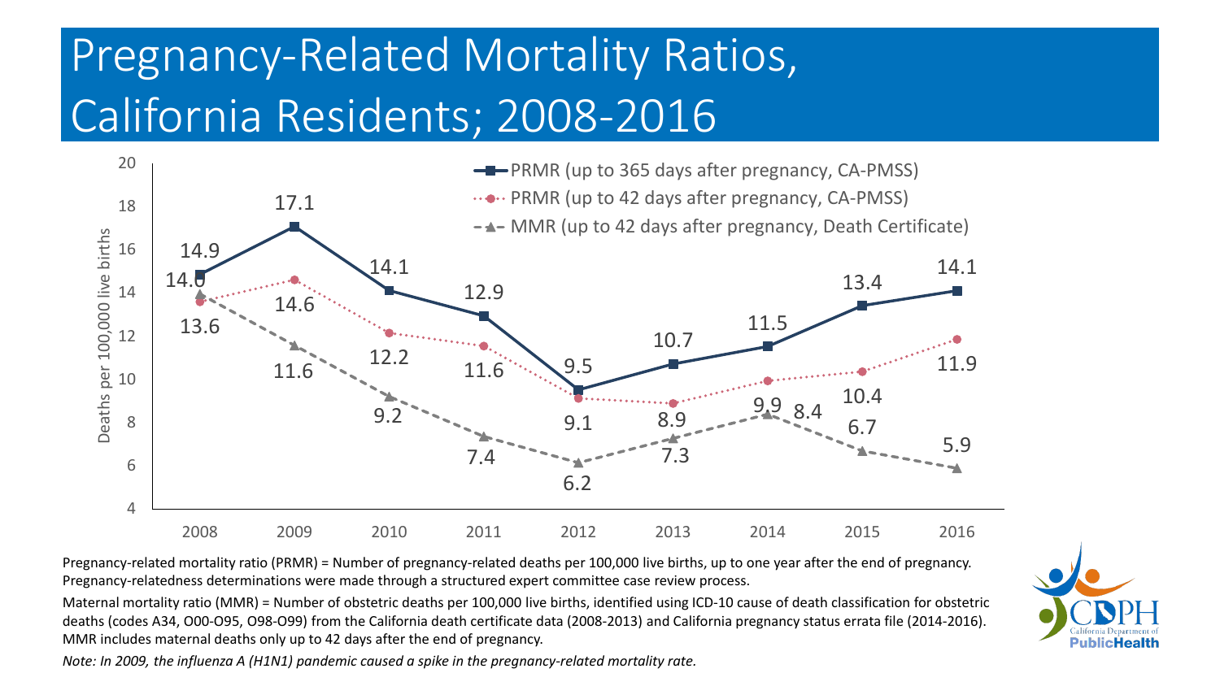# Pregnancy-Related Mortality Ratios, California Residents; 2008-2016

| Year | PRMR (up to 365 days after pregnancy, CA-PMSS) | PRMR (up to 42 days after pregnancy, CA-PMSS) | MMR (up to 42 days after pregnancy, Death Certificate) |
|---|---|---|---|
| 2008 | 14.9 | 13.6 | 14.0 |
| 2009 | 17.1 | 14.6 | 11.6 |
| 2010 | 14.1 | 12.2 | 9.2 |
| 2011 | 12.9 | 11.6 | 7.4 |
| 2012 | 9.5 | 9.1 | 6.2 |
| 2013 | 10.7 | 8.9 | 7.3 |
| 2014 | 11.5 | 9.9 | 8.4 |
| 2015 | 13.4 | 10.4 | 6.7 |
| 2016 | 14.1 | 11.9 | 5.9 |

Deaths per 100,000 live births

Pregnancy-related mortality ratio (PRMR) = Number of pregnancy-related deaths per 100,000 live births, up to one year after the end of pregnancy. Pregnancy-relatedness determinations were made through a structured expert committee case review process.

Maternal mortality ratio (MMR) = Number of obstetric deaths per 100,000 live births, identified using ICD-10 cause of death classification for obstetric deaths (codes A34, O00-O95, O98-O99) from the California death certificate data (2008-2013) and California pregnancy status errata file (2014-2016). MMR includes maternal deaths only up to 42 days after the end of pregnancy.

*Note: In 2009, the influenza A (H1N1) pandemic caused a spike in the pregnancy-related mortality rate.*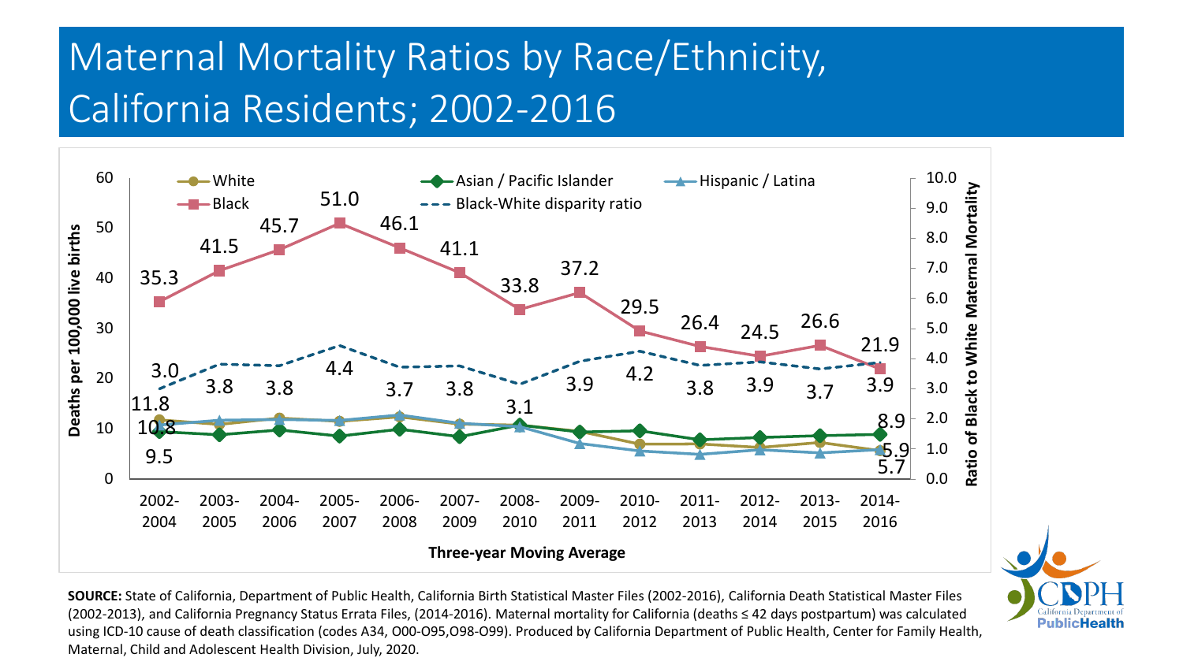# Maternal Mortality Ratios by Race/Ethnicity, California Residents; 2002-2016

| Three-year Moving Average | White | Asian / Pacific Islander | Hispanic / Latina | Black | Black-White disparity ratio |
|---|---|---|---|---|---|
| 2002-2004 | 11.8 | 9.5 | 10.8 | 35.3 | 3.0 |
| 2003-2005 | | | | 41.5 | 3.8 |
| 2004-2006 | | | | 45.7 | 3.8 |
| 2005-2007 | | | | 51.0 | 4.4 |
| 2006-2008 | | | | 46.1 | 3.7 |
| 2007-2009 | | | | 41.1 | 3.8 |
| 2008-2010 | | | | 33.8 | 3.1 |
| 2009-2011 | | | | 37.2 | 3.9 |
| 2010-2012 | | | | 29.5 | 4.2 |
| 2011-2013 | | | | 26.4 | 3.8 |
| 2012-2014 | | | | 24.5 | 3.9 |
| 2013-2015 | | | | 26.6 | 3.7 |
| 2014-2016 | 5.7 | 8.9 | 5.9 | 21.9 | 3.9 |

Left axis: Deaths per 100,000 live births. Right axis: Ratio of Black to White Maternal Mortality.

**SOURCE:** State of California, Department of Public Health, California Birth Statistical Master Files (2002-2016), California Death Statistical Master Files (2002-2013), and California Pregnancy Status Errata Files, (2014-2016). Maternal mortality for California (deaths ≤ 42 days postpartum) was calculated using ICD-10 cause of death classification (codes A34, O00-O95,O98-O99). Produced by California Department of Public Health, Center for Family Health, Maternal, Child and Adolescent Health Division, July, 2020.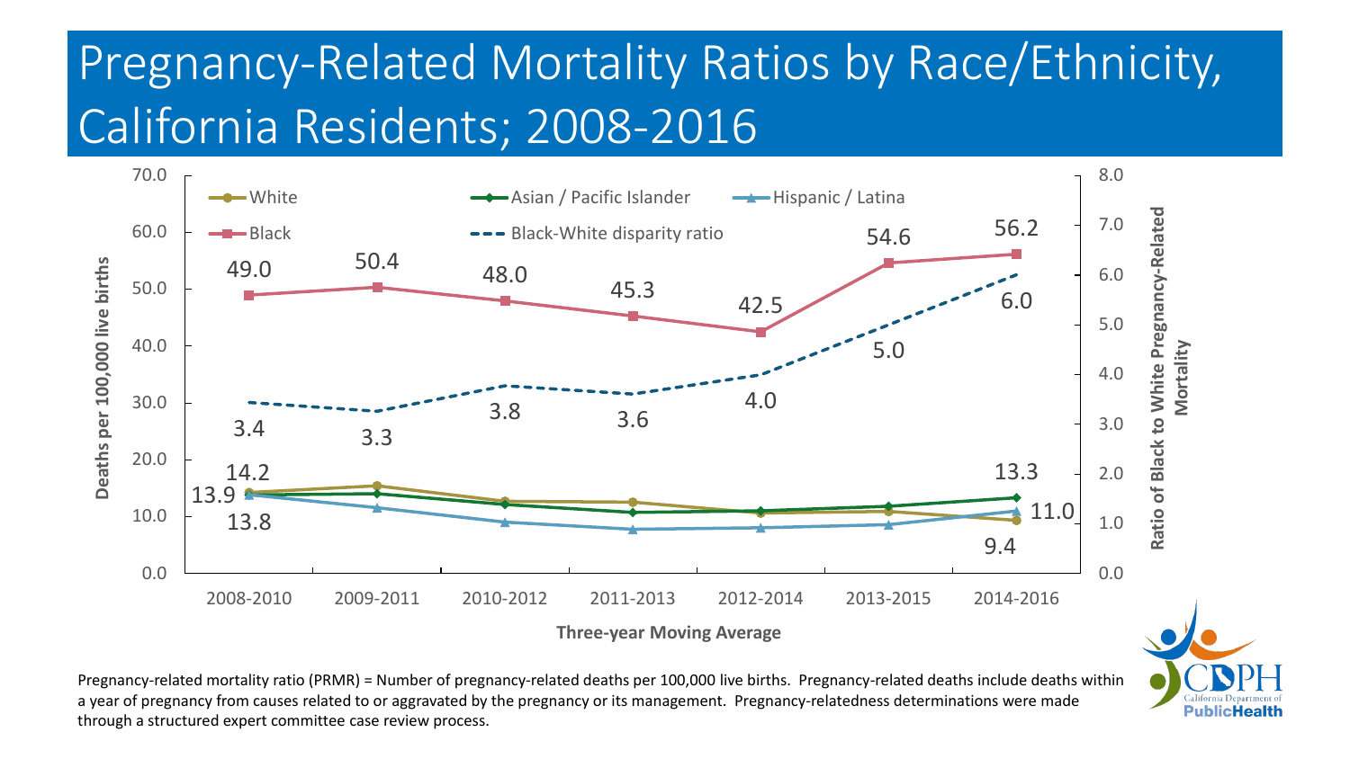# Pregnancy-Related Mortality Ratios by Race/Ethnicity, California Residents; 2008-2016

| Three-year Moving Average | White | Black | Asian / Pacific Islander | Hispanic / Latina | Black-White disparity ratio |
|---|---|---|---|---|---|
| 2008-2010 | 14.2 | 49.0 | 13.9 | 13.8 | 3.4 |
| 2009-2011 | | 50.4 | | | 3.3 |
| 2010-2012 | | 48.0 | | | 3.8 |
| 2011-2013 | | 45.3 | | | 3.6 |
| 2012-2014 | | 42.5 | | | 4.0 |
| 2013-2015 | | 54.6 | | | 5.0 |
| 2014-2016 | 9.4 | 56.2 | 13.3 | 11.0 | 6.0 |

Left axis: Deaths per 100,000 live births (0.0–70.0)

Right axis: Ratio of Black to White Pregnancy-Related Mortality (0.0–8.0)

X-axis: Three-year Moving Average

Pregnancy-related mortality ratio (PRMR) = Number of pregnancy-related deaths per 100,000 live births. Pregnancy-related deaths include deaths within a year of pregnancy from causes related to or aggravated by the pregnancy or its management. Pregnancy-relatedness determinations were made through a structured expert committee case review process.

CDPH California Department of Public Health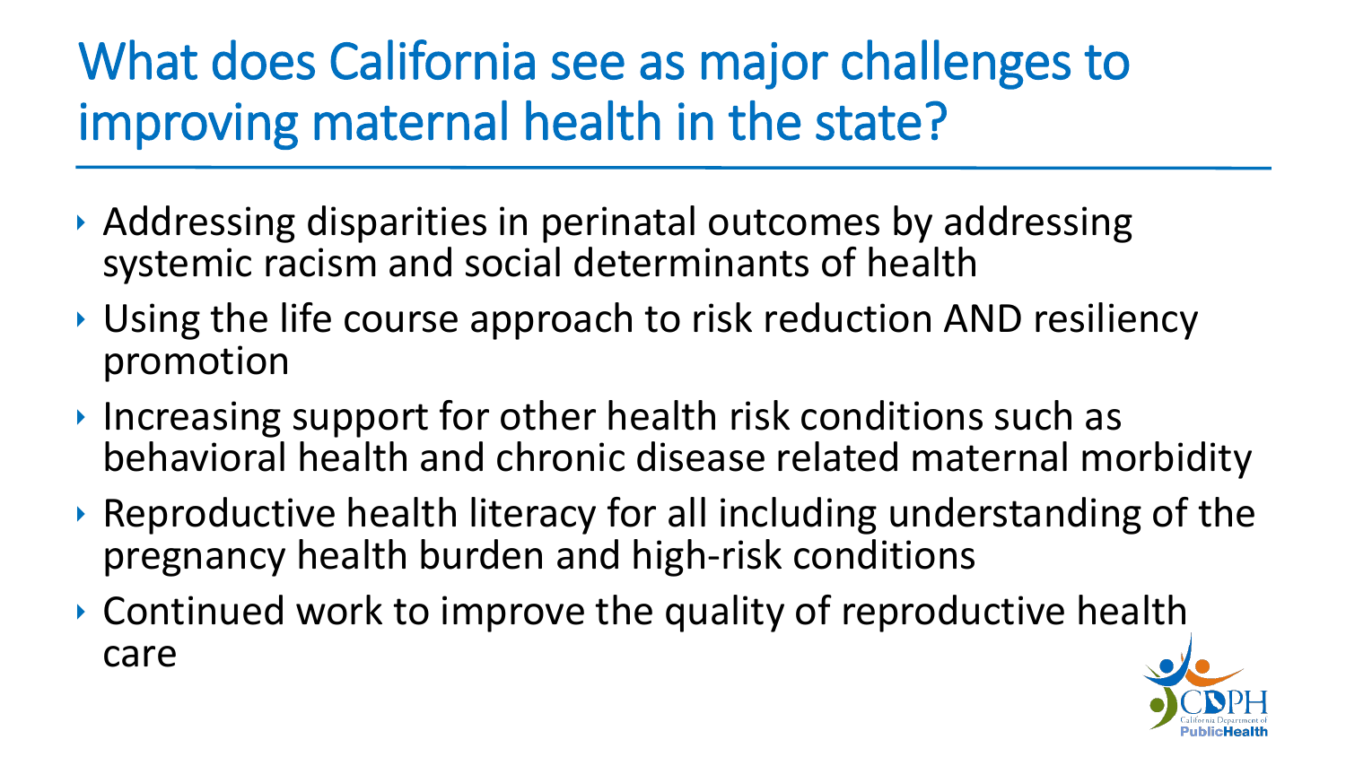# What does California see as major challenges to improving maternal health in the state?

- Addressing disparities in perinatal outcomes by addressing systemic racism and social determinants of health
- Using the life course approach to risk reduction AND resiliency promotion
- Increasing support for other health risk conditions such as behavioral health and chronic disease related maternal morbidity
- Reproductive health literacy for all including understanding of the pregnancy health burden and high-risk conditions
- Continued work to improve the quality of reproductive health care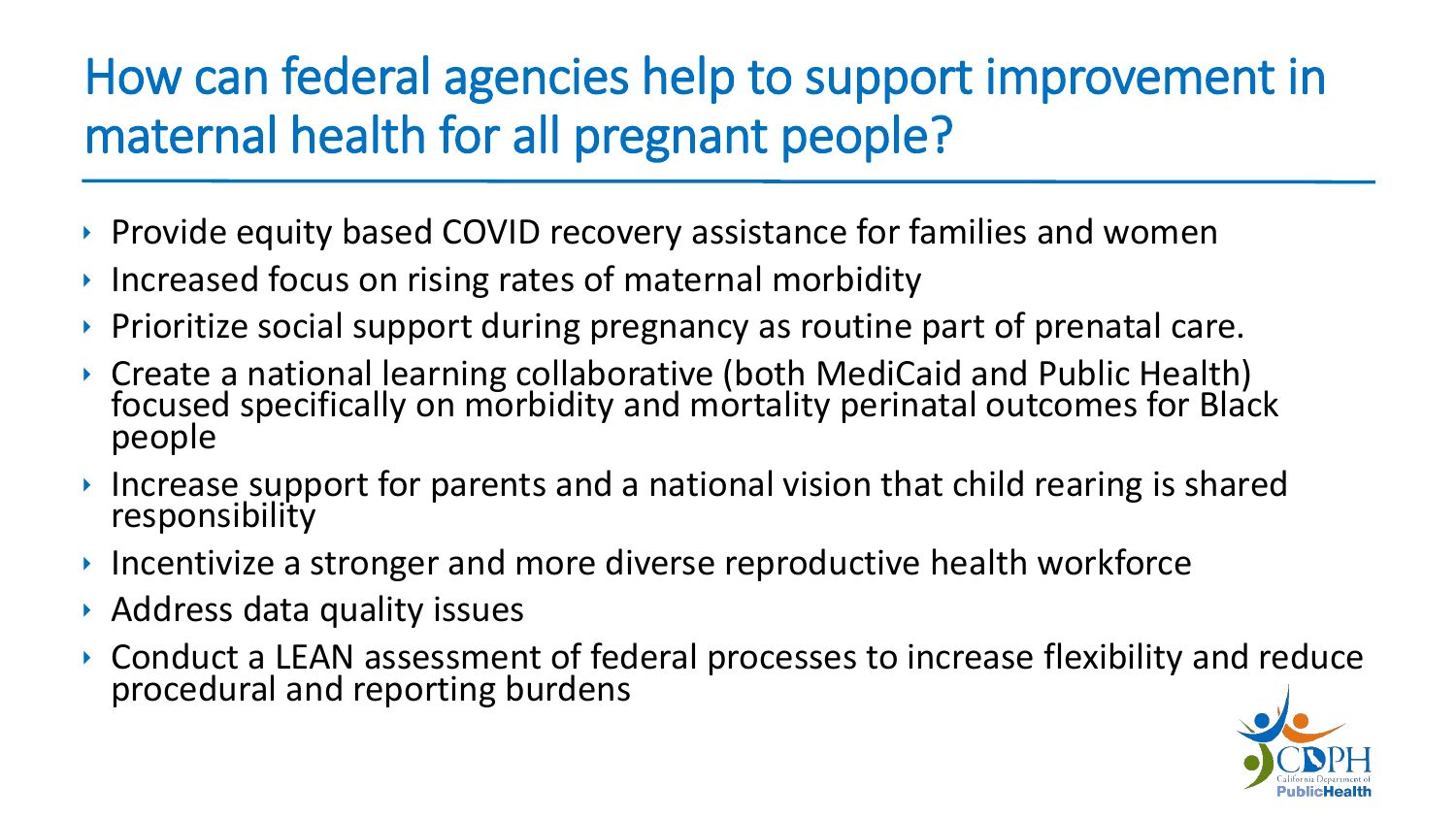# How can federal agencies help to support improvement in maternal health for all pregnant people?

- Provide equity based COVID recovery assistance for families and women
- Increased focus on rising rates of maternal morbidity
- Prioritize social support during pregnancy as routine part of prenatal care.
- Create a national learning collaborative (both MediCaid and Public Health) focused specifically on morbidity and mortality perinatal outcomes for Black people
- Increase support for parents and a national vision that child rearing is shared responsibility
- Incentivize a stronger and more diverse reproductive health workforce
- Address data quality issues
- Conduct a LEAN assessment of federal processes to increase flexibility and reduce procedural and reporting burdens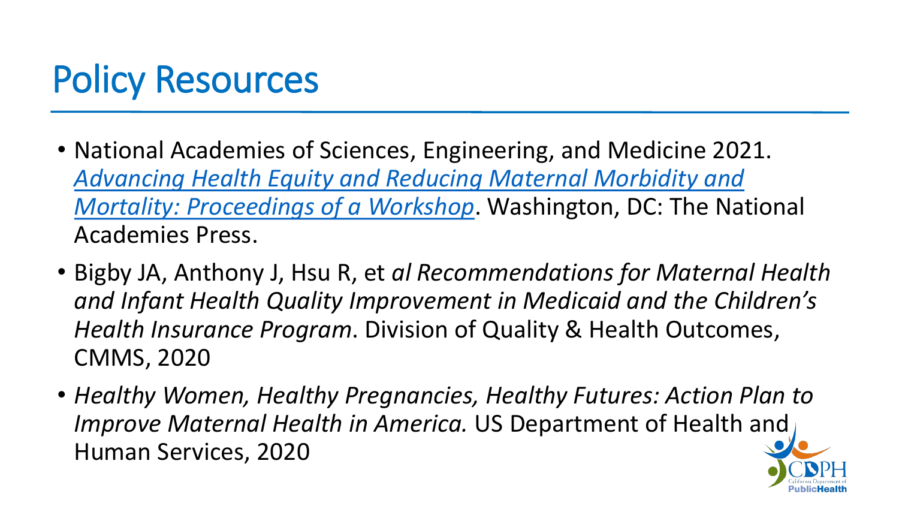# Policy Resources

- National Academies of Sciences, Engineering, and Medicine 2021. *Advancing Health Equity and Reducing Maternal Morbidity and Mortality: Proceedings of a Workshop*. Washington, DC: The National Academies Press.
- Bigby JA, Anthony J, Hsu R, et *al Recommendations for Maternal Health and Infant Health Quality Improvement in Medicaid and the Children's Health Insurance Program*. Division of Quality & Health Outcomes, CMMS, 2020
- *Healthy Women, Healthy Pregnancies, Healthy Futures: Action Plan to Improve Maternal Health in America.* US Department of Health and Human Services, 2020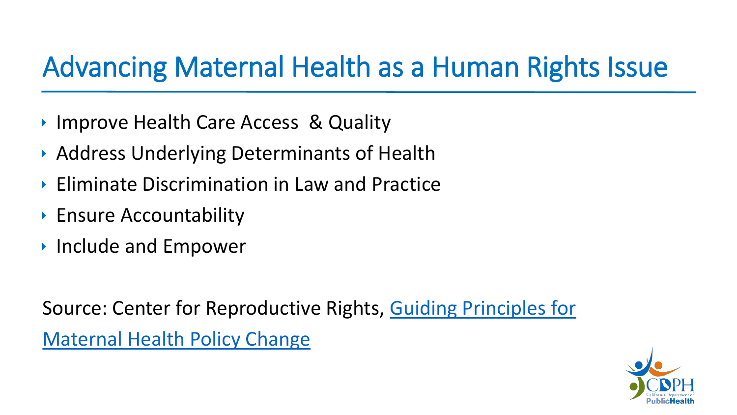# Advancing Maternal Health as a Human Rights Issue

- Improve Health Care Access & Quality
- Address Underlying Determinants of Health
- Eliminate Discrimination in Law and Practice
- Ensure Accountability
- Include and Empower

Source: Center for Reproductive Rights, Guiding Principles for Maternal Health Policy Change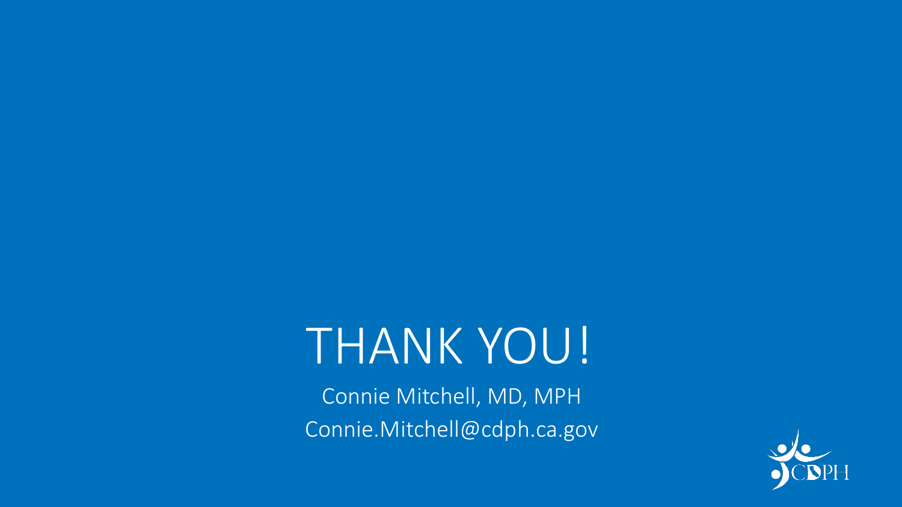# THANK YOU!

Connie Mitchell, MD, MPH

Connie.Mitchell@cdph.ca.gov